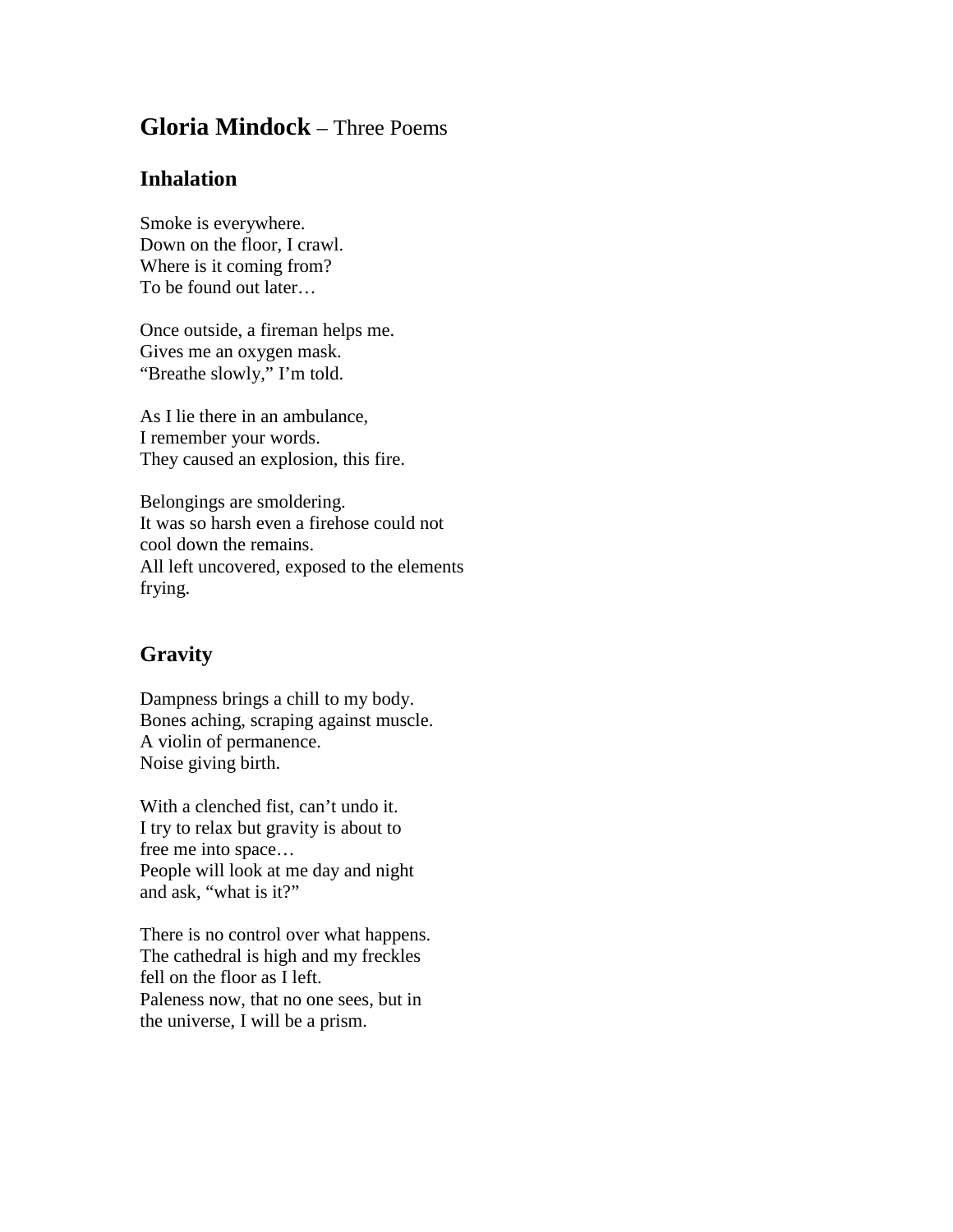# **Gloria Mindock** – Three Poems

## Inhalation

Smoke is everywhere.  
Down on the floor, I crawl.  
Where is it coming from?  
To be found out later…

Once outside, a fireman helps me.  
Gives me an oxygen mask.  
"Breathe slowly," I'm told.

As I lie there in an ambulance,  
I remember your words.  
They caused an explosion, this fire.

Belongings are smoldering.  
It was so harsh even a firehose could not  
cool down the remains.  
All left uncovered, exposed to the elements  
frying.

## Gravity

Dampness brings a chill to my body.  
Bones aching, scraping against muscle.  
A violin of permanence.  
Noise giving birth.

With a clenched fist, can't undo it.  
I try to relax but gravity is about to  
free me into space…  
People will look at me day and night  
and ask, "what is it?"

There is no control over what happens.  
The cathedral is high and my freckles  
fell on the floor as I left.  
Paleness now, that no one sees, but in  
the universe, I will be a prism.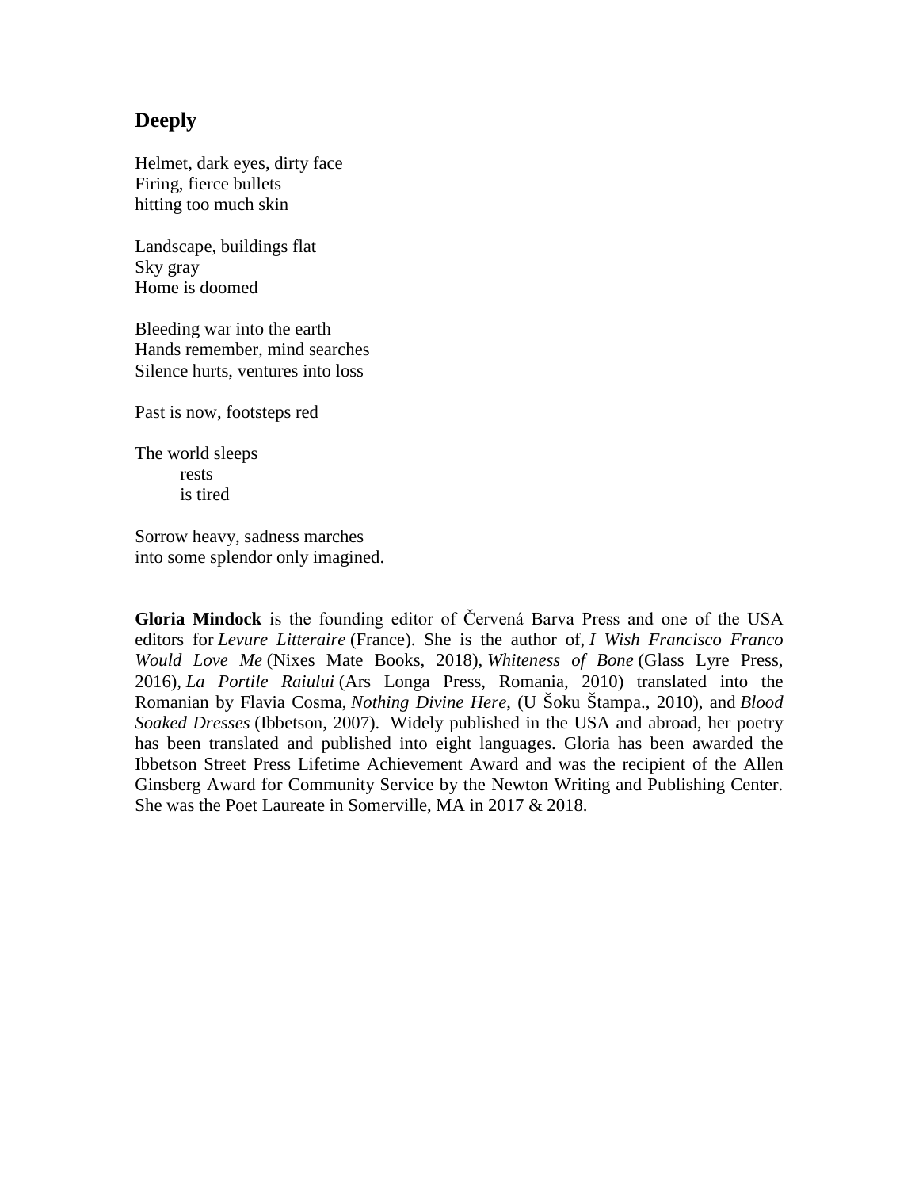## Deeply

Helmet, dark eyes, dirty face  
Firing, fierce bullets  
hitting too much skin

Landscape, buildings flat  
Sky gray  
Home is doomed

Bleeding war into the earth  
Hands remember, mind searches  
Silence hurts, ventures into loss

Past is now, footsteps red

The world sleeps  
&nbsp;&nbsp;&nbsp;&nbsp;&nbsp;&nbsp;&nbsp;&nbsp;rests  
&nbsp;&nbsp;&nbsp;&nbsp;&nbsp;&nbsp;&nbsp;&nbsp;is tired

Sorrow heavy, sadness marches  
into some splendor only imagined.

**Gloria Mindock** is the founding editor of Červená Barva Press and one of the USA editors for *Levure Litteraire* (France). She is the author of, *I Wish Francisco Franco Would Love Me* (Nixes Mate Books, 2018), *Whiteness of Bone* (Glass Lyre Press, 2016), *La Portile Raiului* (Ars Longa Press, Romania, 2010) translated into the Romanian by Flavia Cosma, *Nothing Divine Here*, (U Šoku Štampa., 2010), and *Blood Soaked Dresses* (Ibbetson, 2007). Widely published in the USA and abroad, her poetry has been translated and published into eight languages. Gloria has been awarded the Ibbetson Street Press Lifetime Achievement Award and was the recipient of the Allen Ginsberg Award for Community Service by the Newton Writing and Publishing Center. She was the Poet Laureate in Somerville, MA in 2017 & 2018.